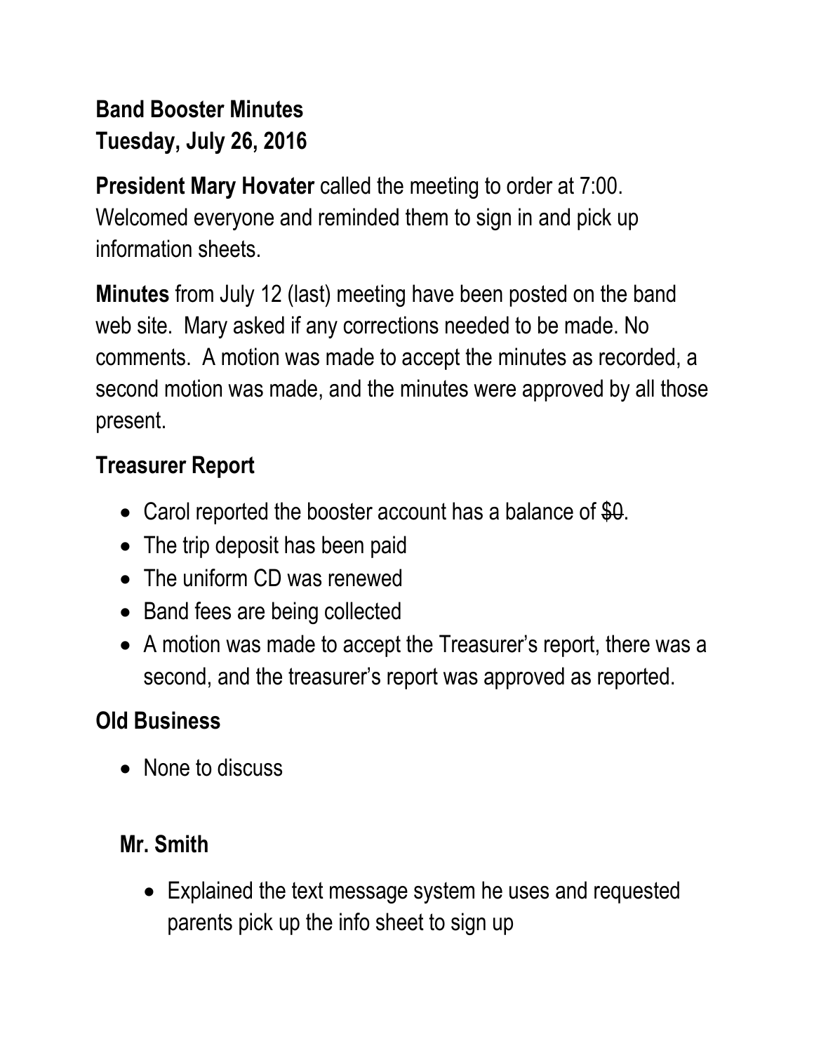**Band Booster Minutes**
**Tuesday, July 26, 2016**

**President Mary Hovater** called the meeting to order at 7:00. Welcomed everyone and reminded them to sign in and pick up information sheets.

**Minutes** from July 12 (last) meeting have been posted on the band web site. Mary asked if any corrections needed to be made. No comments. A motion was made to accept the minutes as recorded, a second motion was made, and the minutes were approved by all those present.

## Treasurer Report

- Carol reported the booster account has a balance of ~~$0~~.
- The trip deposit has been paid
- The uniform CD was renewed
- Band fees are being collected
- A motion was made to accept the Treasurer's report, there was a second, and the treasurer's report was approved as reported.

## Old Business

- None to discuss

## Mr. Smith

- Explained the text message system he uses and requested parents pick up the info sheet to sign up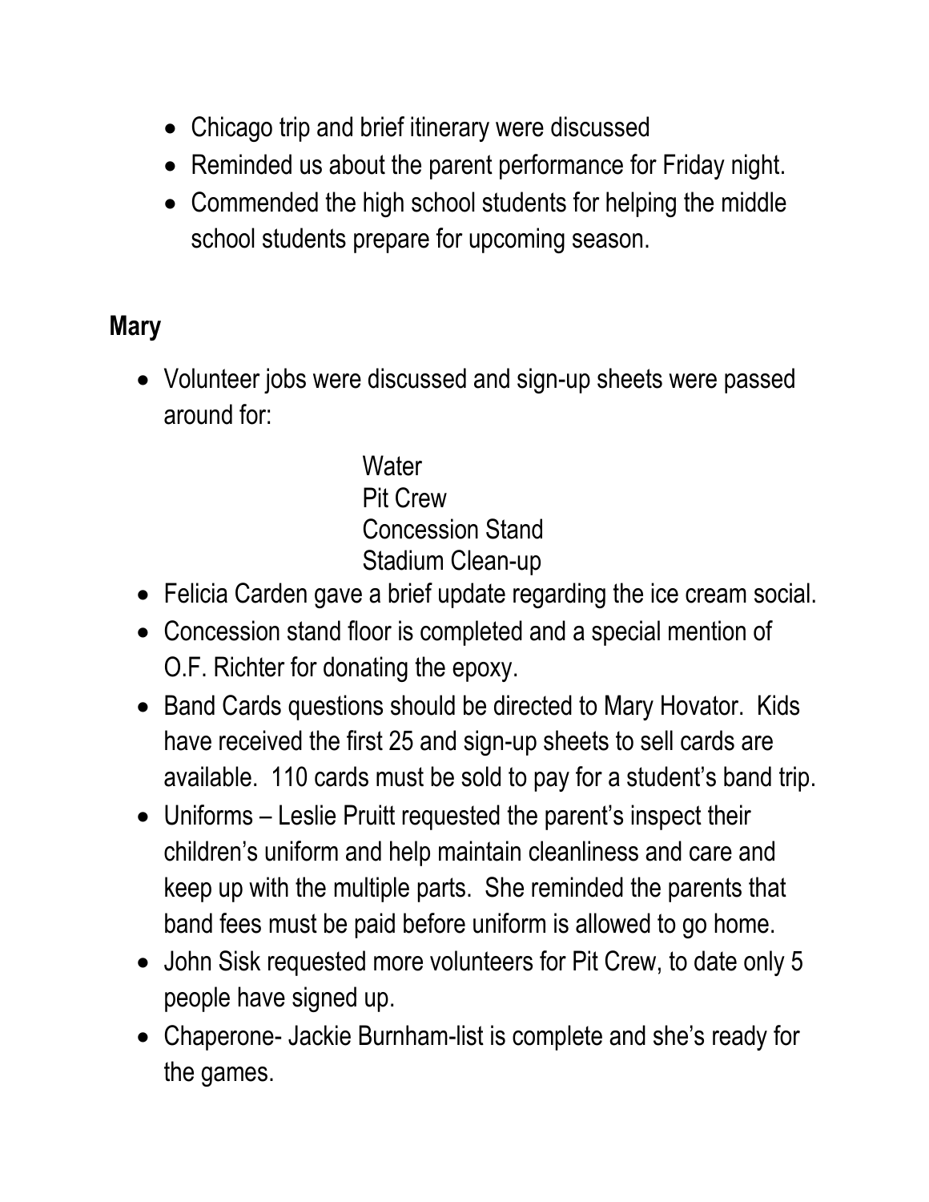- Chicago trip and brief itinerary were discussed
- Reminded us about the parent performance for Friday night.
- Commended the high school students for helping the middle school students prepare for upcoming season.

**Mary**

- Volunteer jobs were discussed and sign-up sheets were passed around for:

  Water
  Pit Crew
  Concession Stand
  Stadium Clean-up

- Felicia Carden gave a brief update regarding the ice cream social.
- Concession stand floor is completed and a special mention of O.F. Richter for donating the epoxy.
- Band Cards questions should be directed to Mary Hovator. Kids have received the first 25 and sign-up sheets to sell cards are available. 110 cards must be sold to pay for a student's band trip.
- Uniforms – Leslie Pruitt requested the parent's inspect their children's uniform and help maintain cleanliness and care and keep up with the multiple parts. She reminded the parents that band fees must be paid before uniform is allowed to go home.
- John Sisk requested more volunteers for Pit Crew, to date only 5 people have signed up.
- Chaperone- Jackie Burnham-list is complete and she's ready for the games.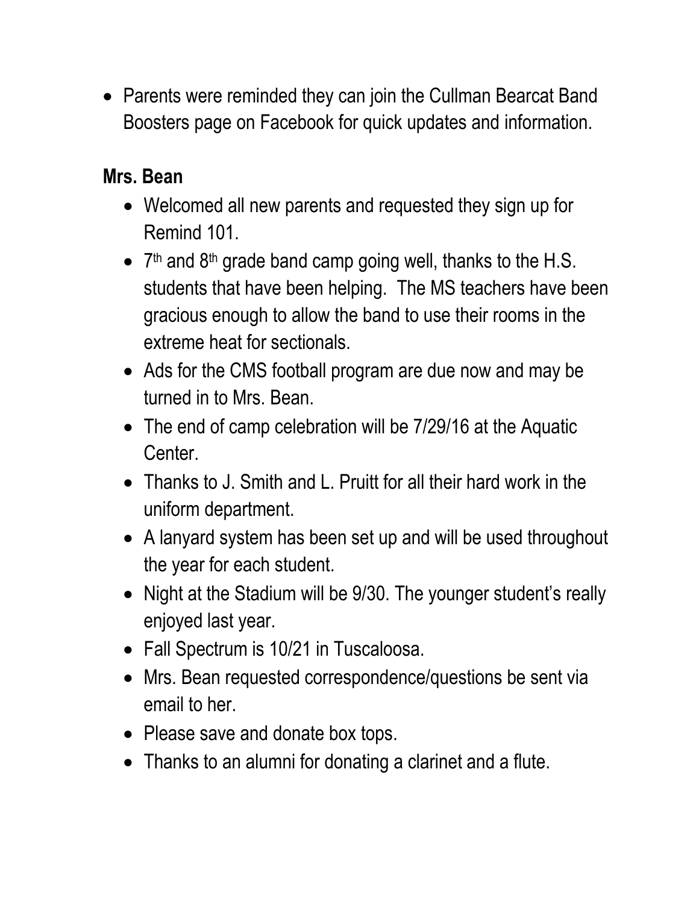- Parents were reminded they can join the Cullman Bearcat Band Boosters page on Facebook for quick updates and information.

**Mrs. Bean**

- Welcomed all new parents and requested they sign up for Remind 101.
- 7th and 8th grade band camp going well, thanks to the H.S. students that have been helping. The MS teachers have been gracious enough to allow the band to use their rooms in the extreme heat for sectionals.
- Ads for the CMS football program are due now and may be turned in to Mrs. Bean.
- The end of camp celebration will be 7/29/16 at the Aquatic Center.
- Thanks to J. Smith and L. Pruitt for all their hard work in the uniform department.
- A lanyard system has been set up and will be used throughout the year for each student.
- Night at the Stadium will be 9/30. The younger student's really enjoyed last year.
- Fall Spectrum is 10/21 in Tuscaloosa.
- Mrs. Bean requested correspondence/questions be sent via email to her.
- Please save and donate box tops.
- Thanks to an alumni for donating a clarinet and a flute.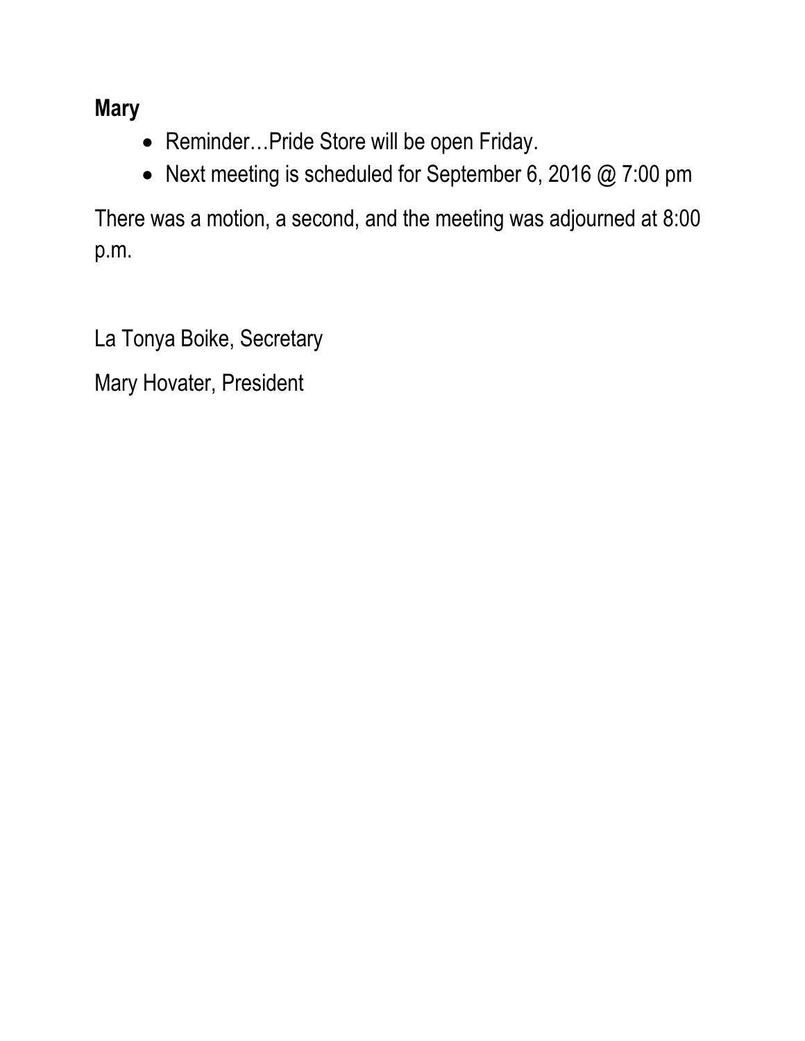**Mary**

- Reminder…Pride Store will be open Friday.
- Next meeting is scheduled for September 6, 2016 @ 7:00 pm

There was a motion, a second, and the meeting was adjourned at 8:00 p.m.

La Tonya Boike, Secretary

Mary Hovater, President